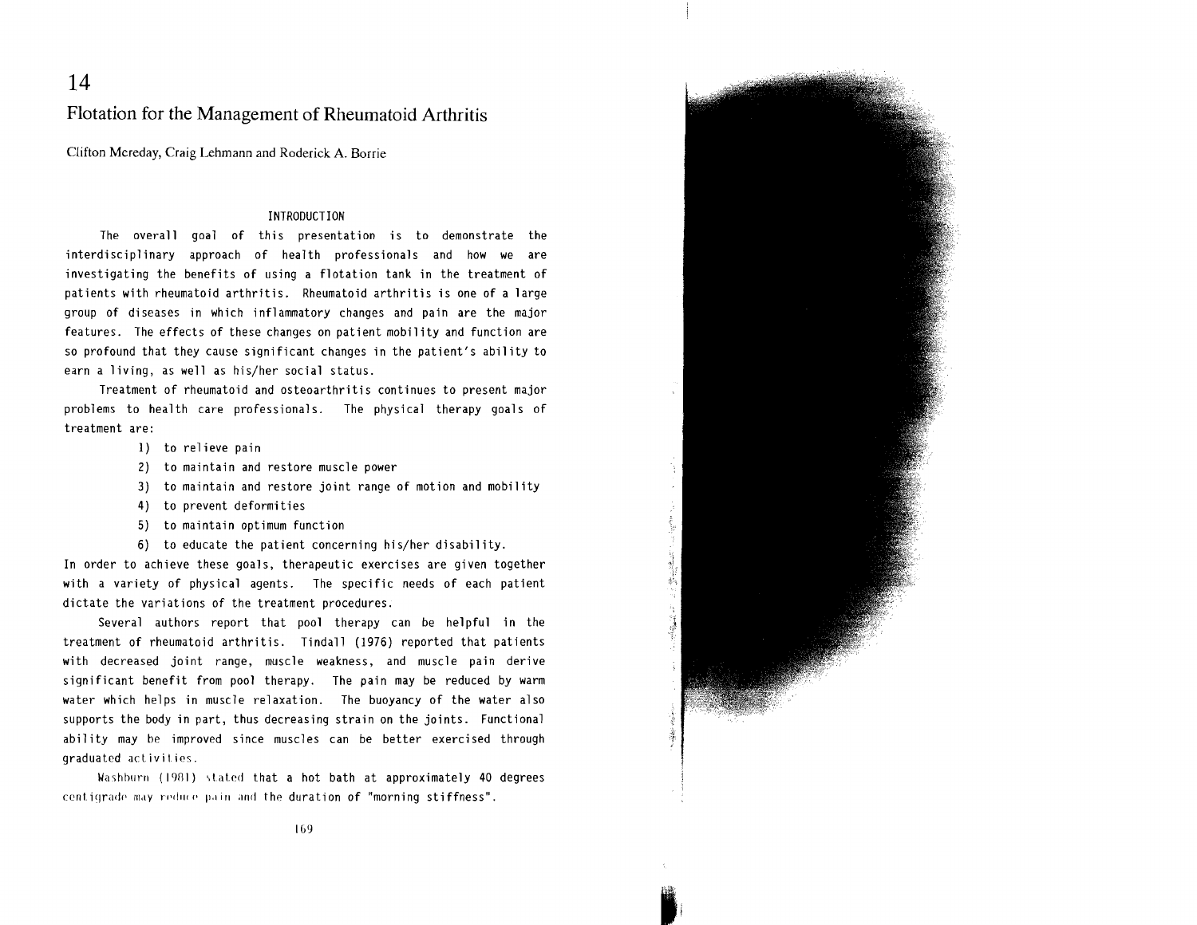# 14

## Flotation for the Management of Rheumatoid Arthritis

Clifton Mereday, Craig Lehmann and Roderick A. Borrie

### INTRODUCTION

The overall goal of this presentation is to demonstrate the interdisciplinary approach of health professionals and how we are investigating the benefits of using a flotation tank in the treatment of patients with rheumatoid arthritis. Rheumatoid arthritis is one of a large group of diseases in which inflammatory changes and pain are the major features. The effects of these changes on patient mobility and function are so profound that they cause significant changes in the patient's ability to earn a living, as well as his/her social status.

Treatment of rheumatoid and osteoarthritis continues to present major problems to health care professionals. The physical therapy goals of treatment are:

1) to relieve pain
2) to maintain and restore muscle power
3) to maintain and restore joint range of motion and mobility
4) to prevent deformities
5) to maintain optimum function
6) to educate the patient concerning his/her disability.

In order to achieve these goals, therapeutic exercises are given together with a variety of physical agents. The specific needs of each patient dictate the variations of the treatment procedures.

Several authors report that pool therapy can be helpful in the treatment of rheumatoid arthritis. Tindall (1976) reported that patients with decreased joint range, muscle weakness, and muscle pain derive significant benefit from pool therapy. The pain may be reduced by warm water which helps in muscle relaxation. The buoyancy of the water also supports the body in part, thus decreasing strain on the joints. Functional ability may be improved since muscles can be better exercised through graduated activities.

Washburn (1981) stated that a hot bath at approximately 40 degrees centigrade may reduce pain and the duration of "morning stiffness".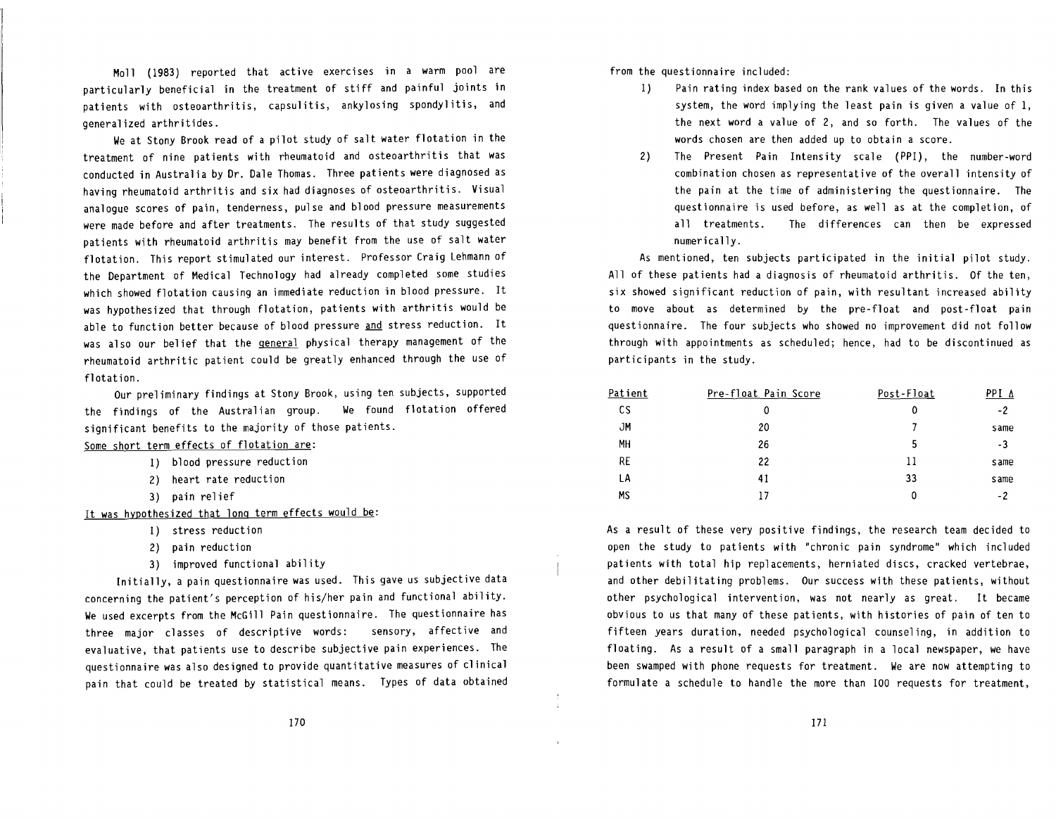Moll (1983) reported that active exercises in a warm pool are particularly beneficial in the treatment of stiff and painful joints in patients with osteoarthritis, capsulitis, ankylosing spondylitis, and generalized arthritides.

We at Stony Brook read of a pilot study of salt water flotation in the treatment of nine patients with rheumatoid and osteoarthritis that was conducted in Australia by Dr. Dale Thomas. Three patients were diagnosed as having rheumatoid arthritis and six had diagnoses of osteoarthritis. Visual analogue scores of pain, tenderness, pulse and blood pressure measurements were made before and after treatments. The results of that study suggested patients with rheumatoid arthritis may benefit from the use of salt water flotation. This report stimulated our interest. Professor Craig Lehmann of the Department of Medical Technology had already completed some studies which showed flotation causing an immediate reduction in blood pressure. It was hypothesized that through flotation, patients with arthritis would be able to function better because of blood pressure <u>and</u> stress reduction. It was also our belief that the <u>general</u> physical therapy management of the rheumatoid arthritic patient could be greatly enhanced through the use of flotation.

Our preliminary findings at Stony Brook, using ten subjects, supported the findings of the Australian group. We found flotation offered significant benefits to the majority of those patients.

<u>Some short term effects of flotation are</u>:

1) blood pressure reduction
2) heart rate reduction
3) pain relief

<u>It was hypothesized that long term effects would be</u>:

1) stress reduction
2) pain reduction
3) improved functional ability

Initially, a pain questionnaire was used. This gave us subjective data concerning the patient's perception of his/her pain and functional ability. We used excerpts from the McGill Pain questionnaire. The questionnaire has three major classes of descriptive words: sensory, affective and evaluative, that patients use to describe subjective pain experiences. The questionnaire was also designed to provide quantitative measures of clinical pain that could be treated by statistical means. Types of data obtained from the questionnaire included:

1) Pain rating index based on the rank values of the words. In this system, the word implying the least pain is given a value of 1, the next word a value of 2, and so forth. The values of the words chosen are then added up to obtain a score.
2) The Present Pain Intensity scale (PPI), the number-word combination chosen as representative of the overall intensity of the pain at the time of administering the questionnaire. The questionnaire is used before, as well as at the completion, of all treatments. The differences can then be expressed numerically.

As mentioned, ten subjects participated in the initial pilot study. All of these patients had a diagnosis of rheumatoid arthritis. Of the ten, six showed significant reduction of pain, with resultant increased ability to move about as determined by the pre-float and post-float pain questionnaire. The four subjects who showed no improvement did not follow through with appointments as scheduled; hence, had to be discontinued as participants in the study.

| Patient | Pre-float Pain Score | Post-Float | PPI $\Delta$ |
|---|---|---|---|
| CS | 0 | 0 | -2 |
| JM | 20 | 7 | same |
| MH | 26 | 5 | -3 |
| RE | 22 | 11 | same |
| LA | 41 | 33 | same |
| MS | 17 | 0 | -2 |

As a result of these very positive findings, the research team decided to open the study to patients with "chronic pain syndrome" which included patients with total hip replacements, herniated discs, cracked vertebrae, and other debilitating problems. Our success with these patients, without other psychological intervention, was not nearly as great. It became obvious to us that many of these patients, with histories of pain of ten to fifteen years duration, needed psychological counseling, in addition to floating. As a result of a small paragraph in a local newspaper, we have been swamped with phone requests for treatment. We are now attempting to formulate a schedule to handle the more than 100 requests for treatment,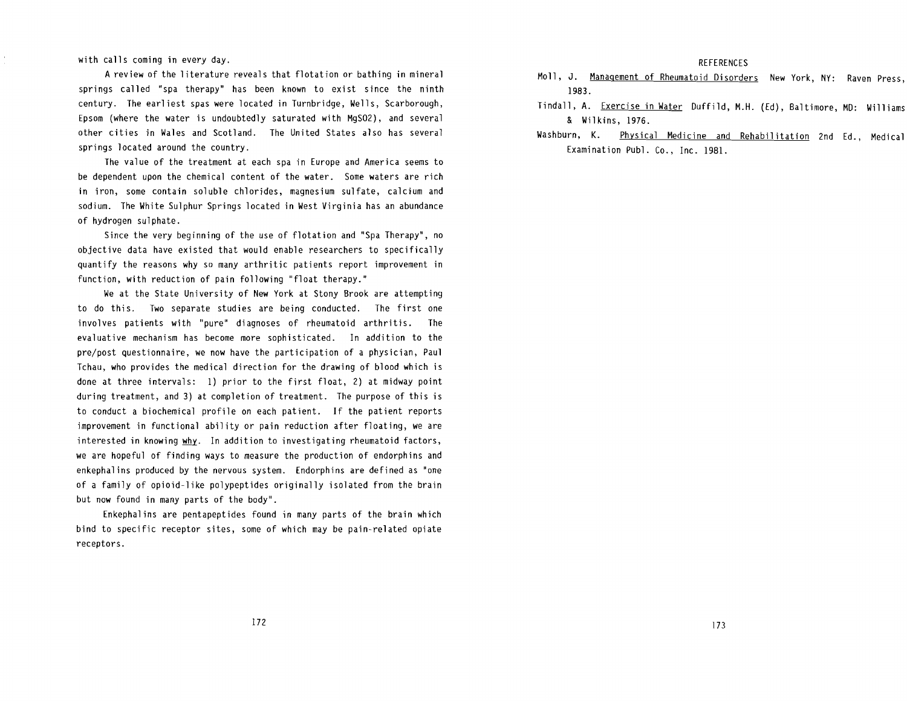with calls coming in every day.

A review of the literature reveals that flotation or bathing in mineral springs called "spa therapy" has been known to exist since the ninth century. The earliest spas were located in Turnbridge, Wells, Scarborough, Epsom (where the water is undoubtedly saturated with $MgSO2$), and several other cities in Wales and Scotland. The United States also has several springs located around the country.

The value of the treatment at each spa in Europe and America seems to be dependent upon the chemical content of the water. Some waters are rich in iron, some contain soluble chlorides, magnesium sulfate, calcium and sodium. The White Sulphur Springs located in West Virginia has an abundance of hydrogen sulphate.

Since the very beginning of the use of flotation and "Spa Therapy", no objective data have existed that would enable researchers to specifically quantify the reasons why so many arthritic patients report improvement in function, with reduction of pain following "float therapy."

We at the State University of New York at Stony Brook are attempting to do this. Two separate studies are being conducted. The first one involves patients with "pure" diagnoses of rheumatoid arthritis. The evaluative mechanism has become more sophisticated. In addition to the pre/post questionnaire, we now have the participation of a physician, Paul Tchau, who provides the medical direction for the drawing of blood which is done at three intervals: 1) prior to the first float, 2) at midway point during treatment, and 3) at completion of treatment. The purpose of this is to conduct a biochemical profile on each patient. If the patient reports improvement in functional ability or pain reduction after floating, we are interested in knowing <u>why</u>. In addition to investigating rheumatoid factors, we are hopeful of finding ways to measure the production of endorphins and enkephalins produced by the nervous system. Endorphins are defined as "one of a family of opioid-like polypeptides originally isolated from the brain but now found in many parts of the body".

Enkephalins are pentapeptides found in many parts of the brain which bind to specific receptor sites, some of which may be pain-related opiate receptors.

## REFERENCES

Moll, J. <u>Management of Rheumatoid Disorders</u> New York, NY: Raven Press, 1983.

Tindall, A. <u>Exercise in Water</u> Duffild, M.H. (Ed), Baltimore, MD: Williams & Wilkins, 1976.

Washburn, K. <u>Physical Medicine and Rehabilitation</u> 2nd Ed., Medical Examination Publ. Co., Inc. 1981.